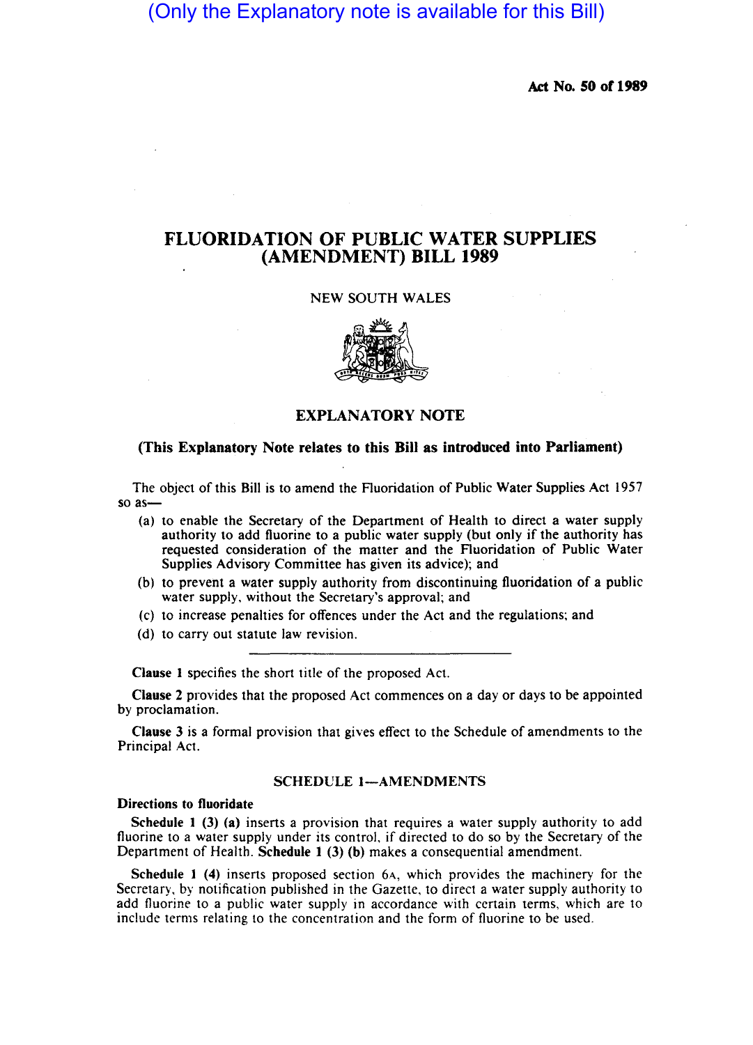(Only the Explanatory note is available for this Bill)

**Act No. 50 of 1989**

# FLUORIDATION OF PUBLIC WATER SUPPLIES (AMENDMENT) BILL 1989

NEW SOUTH WALES

## EXPLANATORY NOTE

**(This Explanatory Note relates to this Bill as introduced into Parliament)**

The object of this Bill is to amend the Fluoridation of Public Water Supplies Act 1957 so as—

(a) to enable the Secretary of the Department of Health to direct a water supply authority to add fluorine to a public water supply (but only if the authority has requested consideration of the matter and the Fluoridation of Public Water Supplies Advisory Committee has given its advice); and

(b) to prevent a water supply authority from discontinuing fluoridation of a public water supply, without the Secretary's approval; and

(c) to increase penalties for offences under the Act and the regulations; and

(d) to carry out statute law revision.

---

**Clause 1** specifies the short title of the proposed Act.

**Clause 2** provides that the proposed Act commences on a day or days to be appointed by proclamation.

**Clause 3** is a formal provision that gives effect to the Schedule of amendments to the Principal Act.

### SCHEDULE 1—AMENDMENTS

**Directions to fluoridate**

**Schedule 1 (3) (a)** inserts a provision that requires a water supply authority to add fluorine to a water supply under its control, if directed to do so by the Secretary of the Department of Health. **Schedule 1 (3) (b)** makes a consequential amendment.

**Schedule 1 (4)** inserts proposed section 6A, which provides the machinery for the Secretary, by notification published in the Gazette, to direct a water supply authority to add fluorine to a public water supply in accordance with certain terms, which are to include terms relating to the concentration and the form of fluorine to be used.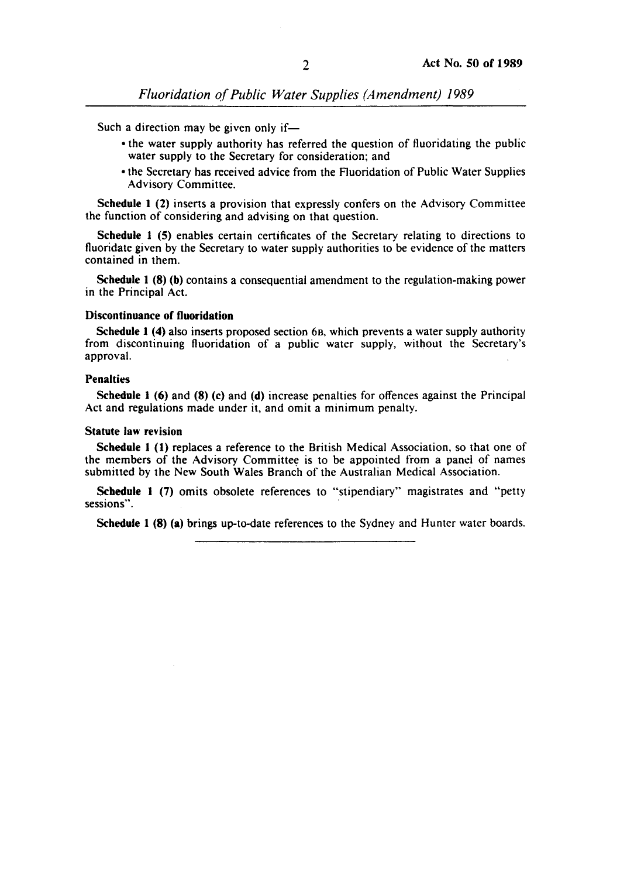Such a direction may be given only if—

- the water supply authority has referred the question of fluoridating the public water supply to the Secretary for consideration; and
- the Secretary has received advice from the Fluoridation of Public Water Supplies Advisory Committee.

**Schedule 1 (2)** inserts a provision that expressly confers on the Advisory Committee the function of considering and advising on that question.

**Schedule 1 (5)** enables certain certificates of the Secretary relating to directions to fluoridate given by the Secretary to water supply authorities to be evidence of the matters contained in them.

**Schedule 1 (8) (b)** contains a consequential amendment to the regulation-making power in the Principal Act.

### Discontinuance of fluoridation

**Schedule 1 (4)** also inserts proposed section 6B, which prevents a water supply authority from discontinuing fluoridation of a public water supply, without the Secretary's approval.

### Penalties

**Schedule 1 (6)** and **(8) (c)** and **(d)** increase penalties for offences against the Principal Act and regulations made under it, and omit a minimum penalty.

### Statute law revision

**Schedule 1 (1)** replaces a reference to the British Medical Association, so that one of the members of the Advisory Committee is to be appointed from a panel of names submitted by the New South Wales Branch of the Australian Medical Association.

**Schedule 1 (7)** omits obsolete references to "stipendiary" magistrates and "petty sessions".

**Schedule 1 (8) (a)** brings up-to-date references to the Sydney and Hunter water boards.